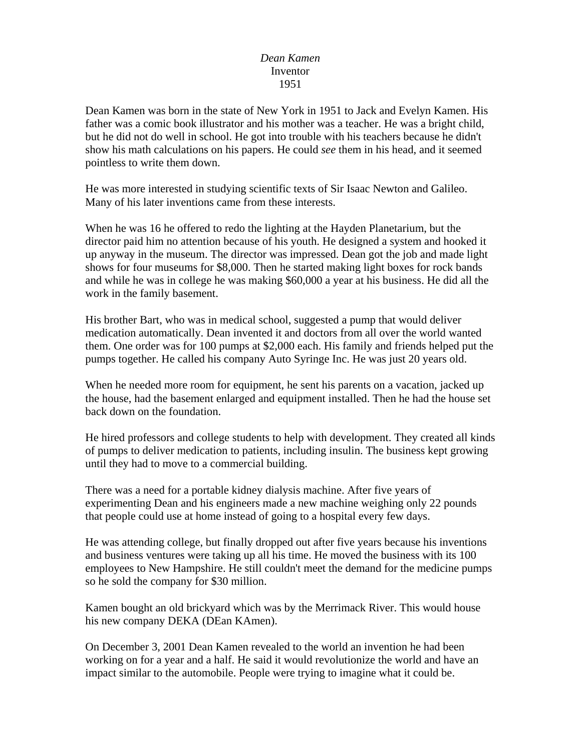*Dean Kamen*
Inventor
1951

Dean Kamen was born in the state of New York in 1951 to Jack and Evelyn Kamen. His father was a comic book illustrator and his mother was a teacher. He was a bright child, but he did not do well in school. He got into trouble with his teachers because he didn't show his math calculations on his papers. He could *see* them in his head, and it seemed pointless to write them down.

He was more interested in studying scientific texts of Sir Isaac Newton and Galileo. Many of his later inventions came from these interests.

When he was 16 he offered to redo the lighting at the Hayden Planetarium, but the director paid him no attention because of his youth. He designed a system and hooked it up anyway in the museum. The director was impressed. Dean got the job and made light shows for four museums for $8,000. Then he started making light boxes for rock bands and while he was in college he was making $60,000 a year at his business. He did all the work in the family basement.

His brother Bart, who was in medical school, suggested a pump that would deliver medication automatically. Dean invented it and doctors from all over the world wanted them. One order was for 100 pumps at $2,000 each. His family and friends helped put the pumps together. He called his company Auto Syringe Inc. He was just 20 years old.

When he needed more room for equipment, he sent his parents on a vacation, jacked up the house, had the basement enlarged and equipment installed. Then he had the house set back down on the foundation.

He hired professors and college students to help with development. They created all kinds of pumps to deliver medication to patients, including insulin. The business kept growing until they had to move to a commercial building.

There was a need for a portable kidney dialysis machine. After five years of experimenting Dean and his engineers made a new machine weighing only 22 pounds that people could use at home instead of going to a hospital every few days.

He was attending college, but finally dropped out after five years because his inventions and business ventures were taking up all his time. He moved the business with its 100 employees to New Hampshire. He still couldn't meet the demand for the medicine pumps so he sold the company for $30 million.

Kamen bought an old brickyard which was by the Merrimack River. This would house his new company DEKA (DEan KAmen).

On December 3, 2001 Dean Kamen revealed to the world an invention he had been working on for a year and a half. He said it would revolutionize the world and have an impact similar to the automobile. People were trying to imagine what it could be.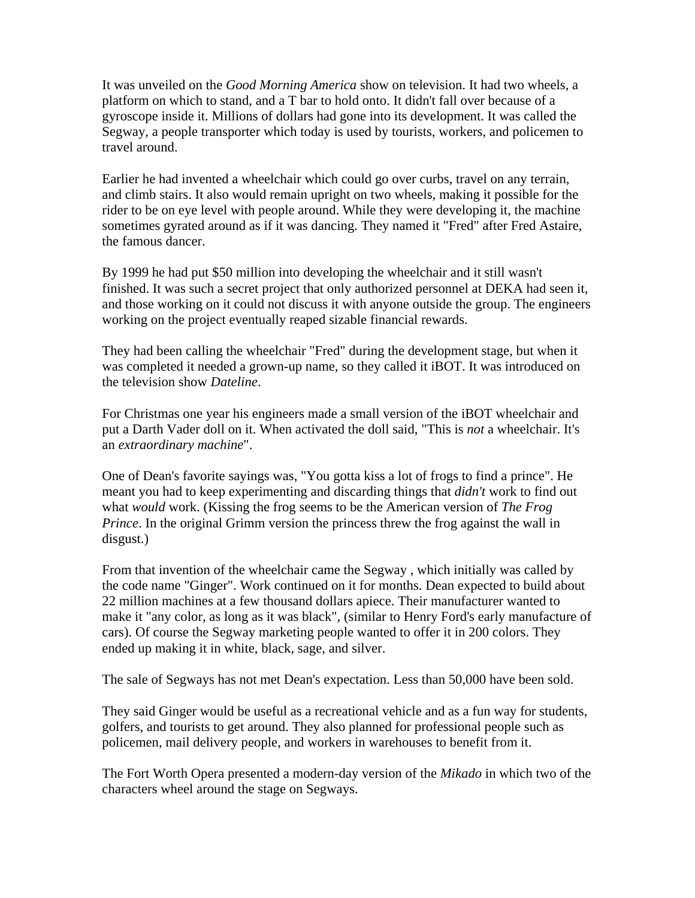It was unveiled on the *Good Morning America* show on television. It had two wheels, a platform on which to stand, and a T bar to hold onto. It didn't fall over because of a gyroscope inside it. Millions of dollars had gone into its development. It was called the Segway, a people transporter which today is used by tourists, workers, and policemen to travel around.

Earlier he had invented a wheelchair which could go over curbs, travel on any terrain, and climb stairs. It also would remain upright on two wheels, making it possible for the rider to be on eye level with people around. While they were developing it, the machine sometimes gyrated around as if it was dancing. They named it "Fred" after Fred Astaire, the famous dancer.

By 1999 he had put $50 million into developing the wheelchair and it still wasn't finished. It was such a secret project that only authorized personnel at DEKA had seen it, and those working on it could not discuss it with anyone outside the group. The engineers working on the project eventually reaped sizable financial rewards.

They had been calling the wheelchair "Fred" during the development stage, but when it was completed it needed a grown-up name, so they called it iBOT. It was introduced on the television show *Dateline*.

For Christmas one year his engineers made a small version of the iBOT wheelchair and put a Darth Vader doll on it. When activated the doll said, "This is *not* a wheelchair. It's an *extraordinary machine*".

One of Dean's favorite sayings was, "You gotta kiss a lot of frogs to find a prince". He meant you had to keep experimenting and discarding things that *didn't* work to find out what *would* work. (Kissing the frog seems to be the American version of *The Frog Prince*. In the original Grimm version the princess threw the frog against the wall in disgust.)

From that invention of the wheelchair came the Segway , which initially was called by the code name "Ginger". Work continued on it for months. Dean expected to build about 22 million machines at a few thousand dollars apiece. Their manufacturer wanted to make it "any color, as long as it was black", (similar to Henry Ford's early manufacture of cars). Of course the Segway marketing people wanted to offer it in 200 colors. They ended up making it in white, black, sage, and silver.

The sale of Segways has not met Dean's expectation. Less than 50,000 have been sold.

They said Ginger would be useful as a recreational vehicle and as a fun way for students, golfers, and tourists to get around. They also planned for professional people such as policemen, mail delivery people, and workers in warehouses to benefit from it.

The Fort Worth Opera presented a modern-day version of the *Mikado* in which two of the characters wheel around the stage on Segways.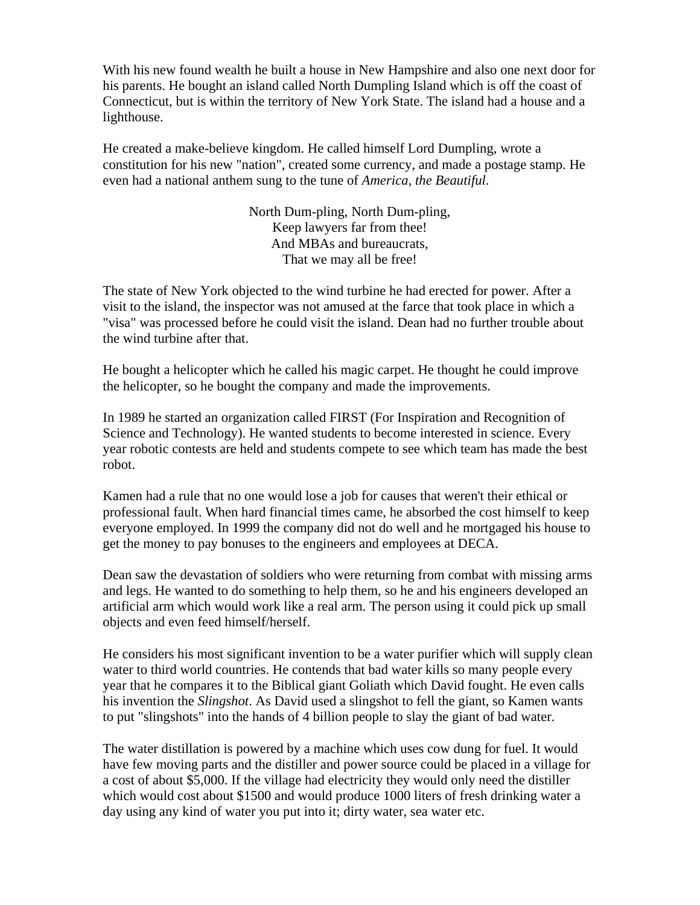With his new found wealth he built a house in New Hampshire and also one next door for his parents. He bought an island called North Dumpling Island which is off the coast of Connecticut, but is within the territory of New York State. The island had a house and a lighthouse.

He created a make-believe kingdom. He called himself Lord Dumpling, wrote a constitution for his new "nation", created some currency, and made a postage stamp. He even had a national anthem sung to the tune of *America, the Beautiful*.

North Dum-pling, North Dum-pling,  
Keep lawyers far from thee!  
And MBAs and bureaucrats,  
That we may all be free!

The state of New York objected to the wind turbine he had erected for power. After a visit to the island, the inspector was not amused at the farce that took place in which a "visa" was processed before he could visit the island. Dean had no further trouble about the wind turbine after that.

He bought a helicopter which he called his magic carpet. He thought he could improve the helicopter, so he bought the company and made the improvements.

In 1989 he started an organization called FIRST (For Inspiration and Recognition of Science and Technology). He wanted students to become interested in science. Every year robotic contests are held and students compete to see which team has made the best robot.

Kamen had a rule that no one would lose a job for causes that weren't their ethical or professional fault. When hard financial times came, he absorbed the cost himself to keep everyone employed. In 1999 the company did not do well and he mortgaged his house to get the money to pay bonuses to the engineers and employees at DECA.

Dean saw the devastation of soldiers who were returning from combat with missing arms and legs. He wanted to do something to help them, so he and his engineers developed an artificial arm which would work like a real arm. The person using it could pick up small objects and even feed himself/herself.

He considers his most significant invention to be a water purifier which will supply clean water to third world countries. He contends that bad water kills so many people every year that he compares it to the Biblical giant Goliath which David fought. He even calls his invention the *Slingshot*. As David used a slingshot to fell the giant, so Kamen wants to put "slingshots" into the hands of 4 billion people to slay the giant of bad water.

The water distillation is powered by a machine which uses cow dung for fuel. It would have few moving parts and the distiller and power source could be placed in a village for a cost of about $5,000. If the village had electricity they would only need the distiller which would cost about $1500 and would produce 1000 liters of fresh drinking water a day using any kind of water you put into it; dirty water, sea water etc.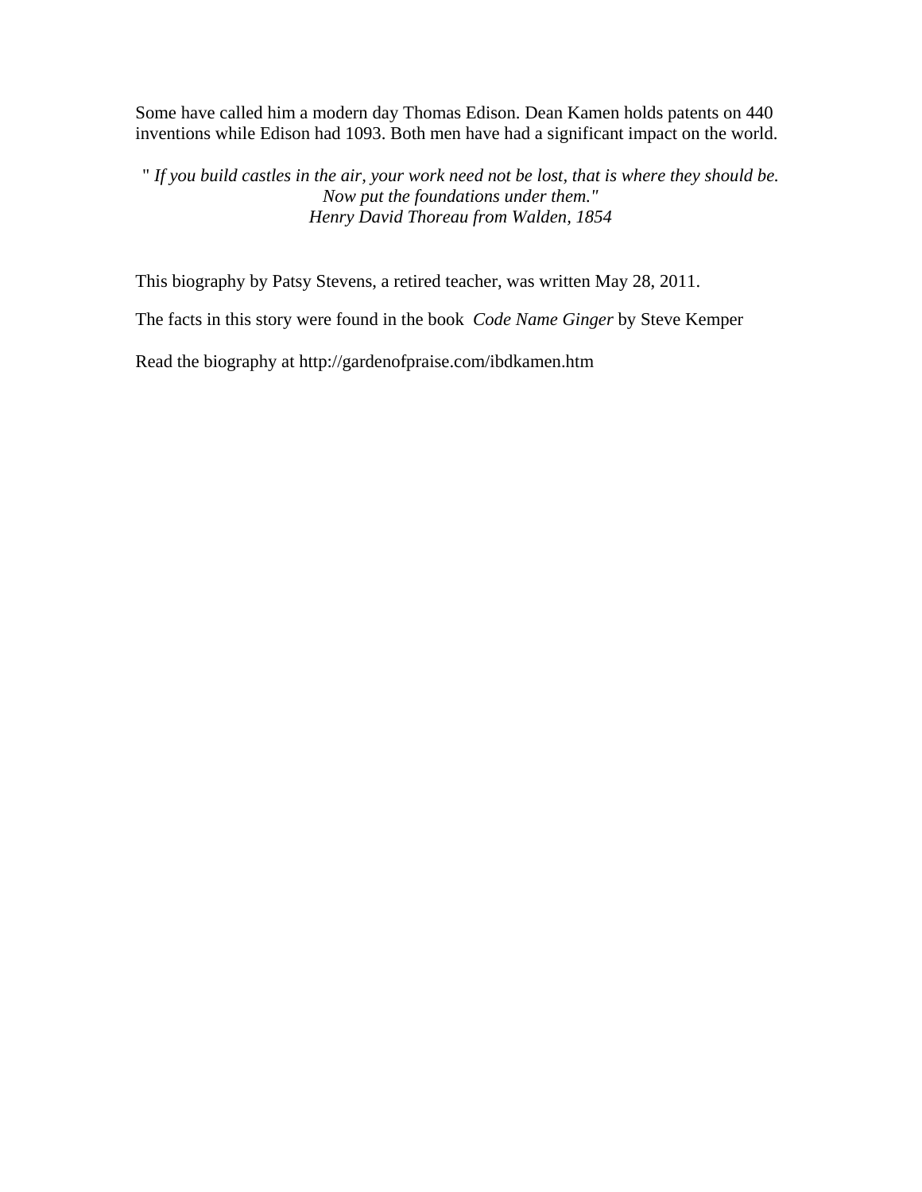Some have called him a modern day Thomas Edison. Dean Kamen holds patents on 440 inventions while Edison had 1093. Both men have had a significant impact on the world.

" *If you build castles in the air, your work need not be lost, that is where they should be. Now put the foundations under them."*
*Henry David Thoreau from Walden, 1854*

This biography by Patsy Stevens, a retired teacher, was written May 28, 2011.

The facts in this story were found in the book *Code Name Ginger* by Steve Kemper

Read the biography at http://gardenofpraise.com/ibdkamen.htm